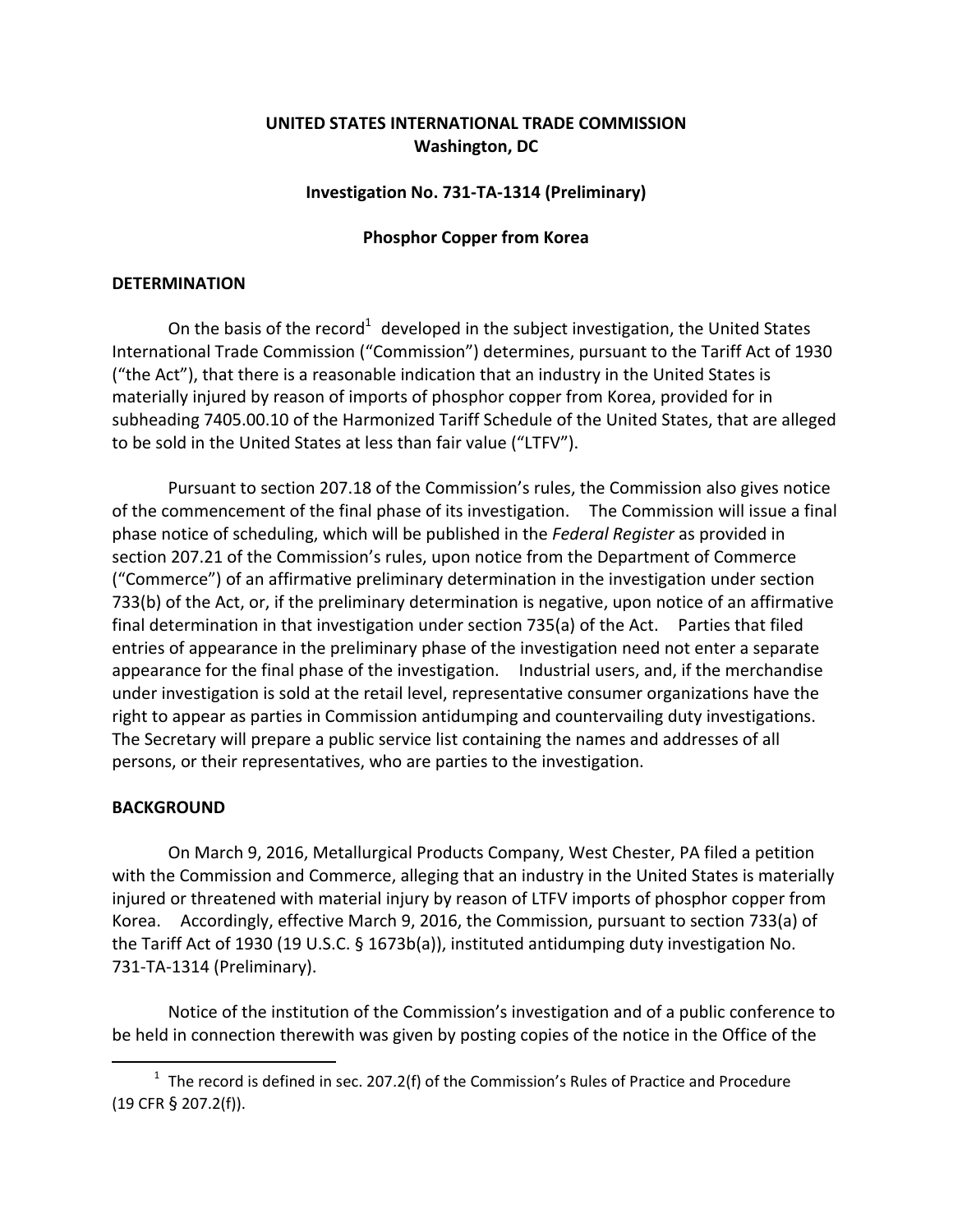**UNITED STATES INTERNATIONAL TRADE COMMISSION**
**Washington, DC**

**Investigation No. 731-TA-1314 (Preliminary)**

**Phosphor Copper from Korea**

## DETERMINATION

On the basis of the record[1] developed in the subject investigation, the United States International Trade Commission ("Commission") determines, pursuant to the Tariff Act of 1930 ("the Act"), that there is a reasonable indication that an industry in the United States is materially injured by reason of imports of phosphor copper from Korea, provided for in subheading 7405.00.10 of the Harmonized Tariff Schedule of the United States, that are alleged to be sold in the United States at less than fair value ("LTFV").

Pursuant to section 207.18 of the Commission's rules, the Commission also gives notice of the commencement of the final phase of its investigation. The Commission will issue a final phase notice of scheduling, which will be published in the *Federal Register* as provided in section 207.21 of the Commission's rules, upon notice from the Department of Commerce ("Commerce") of an affirmative preliminary determination in the investigation under section 733(b) of the Act, or, if the preliminary determination is negative, upon notice of an affirmative final determination in that investigation under section 735(a) of the Act. Parties that filed entries of appearance in the preliminary phase of the investigation need not enter a separate appearance for the final phase of the investigation. Industrial users, and, if the merchandise under investigation is sold at the retail level, representative consumer organizations have the right to appear as parties in Commission antidumping and countervailing duty investigations. The Secretary will prepare a public service list containing the names and addresses of all persons, or their representatives, who are parties to the investigation.

## BACKGROUND

On March 9, 2016, Metallurgical Products Company, West Chester, PA filed a petition with the Commission and Commerce, alleging that an industry in the United States is materially injured or threatened with material injury by reason of LTFV imports of phosphor copper from Korea. Accordingly, effective March 9, 2016, the Commission, pursuant to section 733(a) of the Tariff Act of 1930 (19 U.S.C. § 1673b(a)), instituted antidumping duty investigation No. 731-TA-1314 (Preliminary).

Notice of the institution of the Commission's investigation and of a public conference to be held in connection therewith was given by posting copies of the notice in the Office of the

---

[1] The record is defined in sec. 207.2(f) of the Commission's Rules of Practice and Procedure (19 CFR § 207.2(f)).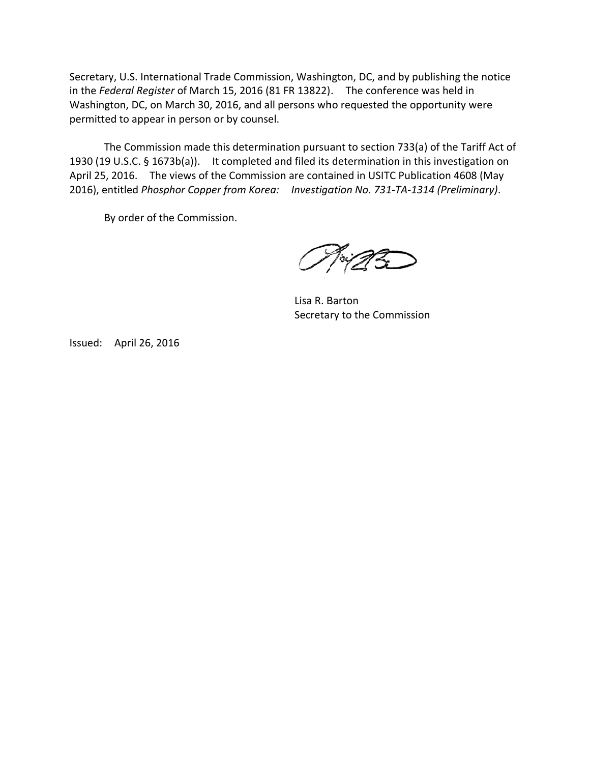Secretary, U.S. International Trade Commission, Washington, DC, and by publishing the notice in the *Federal Register* of March 15, 2016 (81 FR 13822). The conference was held in Washington, DC, on March 30, 2016, and all persons who requested the opportunity were permitted to appear in person or by counsel.

The Commission made this determination pursuant to section 733(a) of the Tariff Act of 1930 (19 U.S.C. § 1673b(a)). It completed and filed its determination in this investigation on April 25, 2016. The views of the Commission are contained in USITC Publication 4608 (May 2016), entitled *Phosphor Copper from Korea: Investigation No. 731-TA-1314 (Preliminary)*.

By order of the Commission.

Lisa R. Barton
Secretary to the Commission

Issued: April 26, 2016